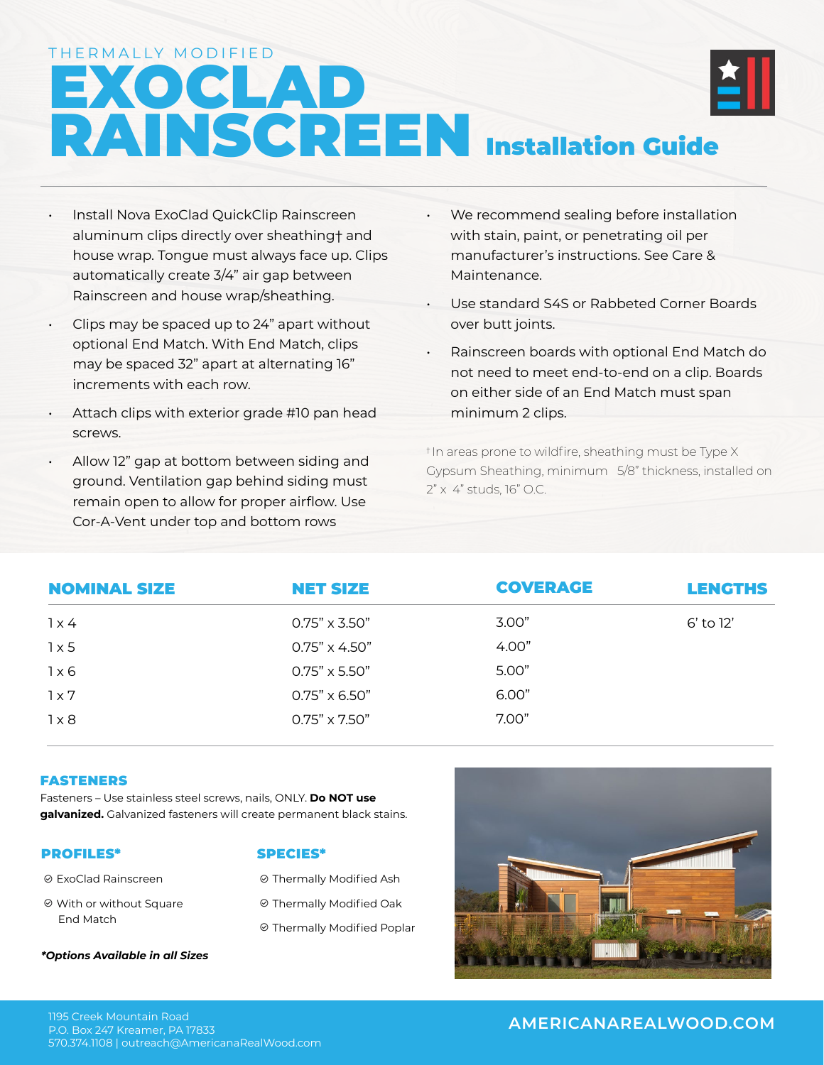THERMALLY MODIFIED

# EXOCLAD RAINSCREEN Installation Guide

- Install Nova ExoClad QuickClip Rainscreen aluminum clips directly over sheathing† and house wrap. Tongue must always face up. Clips automatically create 3/4" air gap between Rainscreen and house wrap/sheathing.
- Clips may be spaced up to 24" apart without optional End Match. With End Match, clips may be spaced 32" apart at alternating 16" increments with each row.
- Attach clips with exterior grade #10 pan head screws.
- Allow 12" gap at bottom between siding and ground. Ventilation gap behind siding must remain open to allow for proper airflow. Use Cor-A-Vent under top and bottom rows
- We recommend sealing before installation with stain, paint, or penetrating oil per manufacturer's instructions. See Care & Maintenance.
- Use standard S4S or Rabbeted Corner Boards over butt joints.
- Rainscreen boards with optional End Match do not need to meet end-to-end on a clip. Boards on either side of an End Match must span minimum 2 clips.

† In areas prone to wildfire, sheathing must be Type X Gypsum Sheathing, minimum 5/8" thickness, installed on 2" x 4" studs, 16" O.C.

| NOMINAL SIZE | NET SIZE | COVERAGE | LENGTHS |
|---|---|---|---|
| 1 x 4 | 0.75" x 3.50" | 3.00" | 6' to 12' |
| 1 x 5 | 0.75" x 4.50" | 4.00" | |
| 1 x 6 | 0.75" x 5.50" | 5.00" | |
| 1 x 7 | 0.75" x 6.50" | 6.00" | |
| 1 x 8 | 0.75" x 7.50" | 7.00" | |

## FASTENERS

Fasteners – Use stainless steel screws, nails, ONLY. **Do NOT use galvanized.** Galvanized fasteners will create permanent black stains.

## PROFILES*

- ExoClad Rainscreen
- With or without Square End Match

## SPECIES*

- Thermally Modified Ash
- Thermally Modified Oak
- Thermally Modified Poplar

***Options Available in all Sizes***

1195 Creek Mountain Road
P.O. Box 247 Kreamer, PA 17833
570.374.1108 | outreach@AmericanaRealWood.com

AMERICANAREALWOOD.COM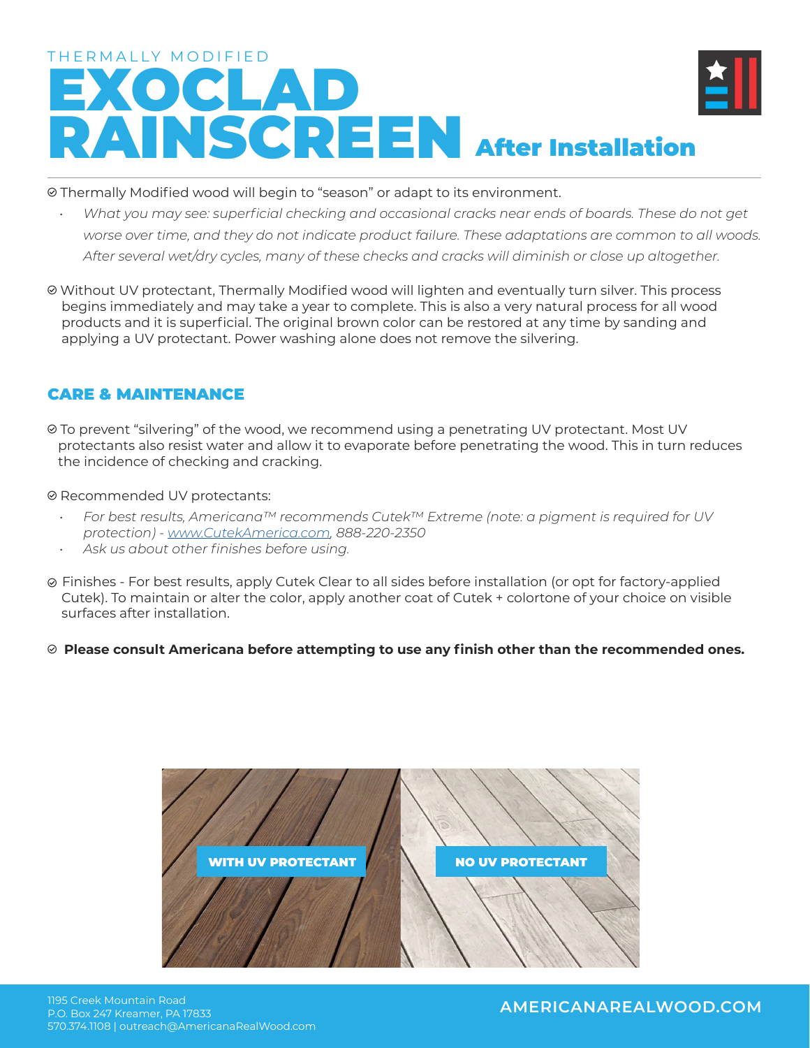THERMALLY MODIFIED

# EXOCLAD RAINSCREEN After Installation

⊘ Thermally Modified wood will begin to "season" or adapt to its environment.

- *What you may see: superficial checking and occasional cracks near ends of boards. These do not get worse over time, and they do not indicate product failure. These adaptations are common to all woods. After several wet/dry cycles, many of these checks and cracks will diminish or close up altogether.*

⊘ Without UV protectant, Thermally Modified wood will lighten and eventually turn silver. This process begins immediately and may take a year to complete. This is also a very natural process for all wood products and it is superficial. The original brown color can be restored at any time by sanding and applying a UV protectant. Power washing alone does not remove the silvering.

## CARE & MAINTENANCE

⊘ To prevent "silvering" of the wood, we recommend using a penetrating UV protectant. Most UV protectants also resist water and allow it to evaporate before penetrating the wood. This in turn reduces the incidence of checking and cracking.

⊘ Recommended UV protectants:

- *For best results, Americana™ recommends Cutek™ Extreme (note: a pigment is required for UV protection) - www.CutekAmerica.com, 888-220-2350*
- *Ask us about other finishes before using.*

⊘ Finishes - For best results, apply Cutek Clear to all sides before installation (or opt for factory-applied Cutek). To maintain or alter the color, apply another coat of Cutek + colortone of your choice on visible surfaces after installation.

⊘ **Please consult Americana before attempting to use any finish other than the recommended ones.**

WITH UV PROTECTANT

NO UV PROTECTANT

1195 Creek Mountain Road
P.O. Box 247 Kreamer, PA 17833
570.374.1108 | outreach@AmericanaRealWood.com

AMERICANAREALWOOD.COM